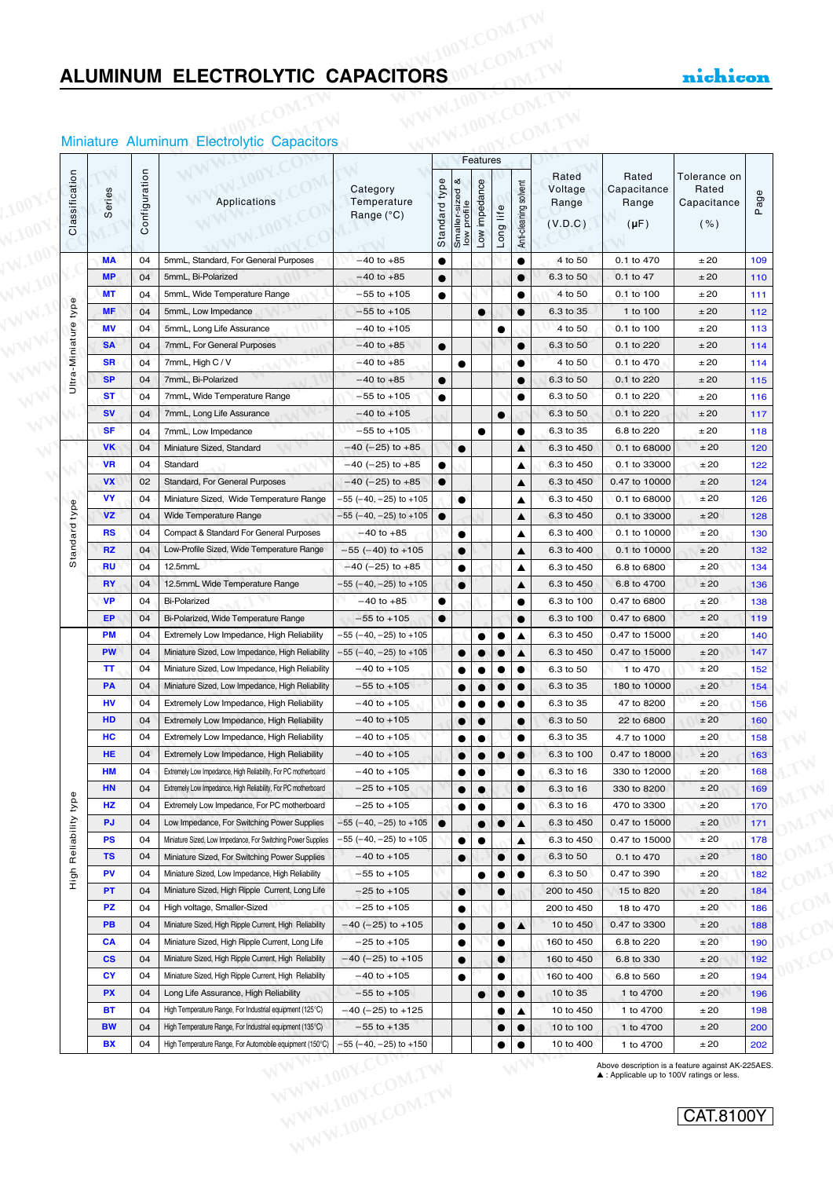## Miniature Aluminum Electrolytic Capacitors

| Classification | Series | Configuration | Applications | Category Temperature Range (°C) | Features: Standard type | Features: Smaller-sized & low profile | Features: Low impedance | Features: Long life | Features: Anti-cleaning solvent | Rated Voltage Range (V.D.C) | Rated Capacitance Range (µF) | Tolerance on Rated Capacitance (%) | Page |
|---|---|---|---|---|---|---|---|---|---|---|---|---|---|
| Ultra-Miniature type | MA | 04 | 5mmL, Standard, For General Purposes | −40 to +85 | ● | | | | ● | 4 to 50 | 0.1 to 470 | ±20 | 109 |
| | MP | 04 | 5mmL, Bi-Polarized | −40 to +85 | ● | | | | ● | 6.3 to 50 | 0.1 to 47 | ±20 | 110 |
| | MT | 04 | 5mmL, Wide Temperature Range | −55 to +105 | ● | | | | ● | 4 to 50 | 0.1 to 100 | ±20 | 111 |
| | MF | 04 | 5mmL, Low Impedance | −55 to +105 | | | ● | | ● | 6.3 to 35 | 1 to 100 | ±20 | 112 |
| | MV | 04 | 5mmL, Long Life Assurance | −40 to +105 | | | | ● | ● | 4 to 50 | 0.1 to 100 | ±20 | 113 |
| | SA | 04 | 7mmL, For General Purposes | −40 to +85 | ● | | | | ● | 6.3 to 50 | 0.1 to 220 | ±20 | 114 |
| | SR | 04 | 7mmL, High C / V | −40 to +85 | | ● | | | ● | 4 to 50 | 0.1 to 470 | ±20 | 114 |
| | SP | 04 | 7mmL, Bi-Polarized | −40 to +85 | ● | | | | ● | 6.3 to 50 | 0.1 to 220 | ±20 | 115 |
| | ST | 04 | 7mmL, Wide Temperature Range | −55 to +105 | ● | | | | ● | 6.3 to 50 | 0.1 to 220 | ±20 | 116 |
| | SV | 04 | 7mmL, Long Life Assurance | −40 to +105 | | | | ● | ● | 6.3 to 50 | 0.1 to 220 | ±20 | 117 |
| | SF | 04 | 7mmL, Low Impedance | −55 to +105 | | | ● | | ● | 6.3 to 35 | 6.8 to 220 | ±20 | 118 |
| Standard type | VK | 04 | Miniature Sized, Standard | −40 (−25) to +85 | | ● | | | ▲ | 6.3 to 450 | 0.1 to 68000 | ±20 | 120 |
| | VR | 04 | Standard | −40 (−25) to +85 | ● | | | | ▲ | 6.3 to 450 | 0.1 to 33000 | ±20 | 122 |
| | VX | 02 | Standard, For General Purposes | −40 (−25) to +85 | ● | | | | ▲ | 6.3 to 450 | 0.47 to 10000 | ±20 | 124 |
| | VY | 04 | Miniature Sized, Wide Temperature Range | −55 (−40, −25) to +105 | | ● | | | ▲ | 6.3 to 450 | 0.1 to 68000 | ±20 | 126 |
| | VZ | 04 | Wide Temperature Range | −55 (−40, −25) to +105 | ● | | | | ▲ | 6.3 to 450 | 0.1 to 33000 | ±20 | 128 |
| | RS | 04 | Compact & Standard For General Purposes | −40 to +85 | | ● | | | ▲ | 6.3 to 400 | 0.1 to 10000 | ±20 | 130 |
| | RZ | 04 | Low-Profile Sized, Wide Temperature Range | −55 (−40) to +105 | | ● | | | ▲ | 6.3 to 400 | 0.1 to 10000 | ±20 | 132 |
| | RU | 04 | 12.5mmL | −40 (−25) to +85 | | ● | | | ▲ | 6.3 to 450 | 6.8 to 6800 | ±20 | 134 |
| | RY | 04 | 12.5mmL Wide Temperature Range | −55 (−40, −25) to +105 | | ● | | | ▲ | 6.3 to 450 | 6.8 to 4700 | ±20 | 136 |
| | VP | 04 | Bi-Polarized | −40 to +85 | ● | | | | ● | 6.3 to 100 | 0.47 to 6800 | ±20 | 138 |
| | EP | 04 | Bi-Polarized, Wide Temperature Range | −55 to +105 | ● | | | | ● | 6.3 to 100 | 0.47 to 6800 | ±20 | 119 |
| High Reliability type | PM | 04 | Extremely Low Impedance, High Reliability | −55 (−40, −25) to +105 | | | ● | ● | ▲ | 6.3 to 450 | 0.47 to 15000 | ±20 | 140 |
| | PW | 04 | Miniature Sized, Low Impedance, High Reliability | −55 (−40, −25) to +105 | | ● | ● | ● | ▲ | 6.3 to 450 | 0.47 to 15000 | ±20 | 147 |
| | TT | 04 | Miniature Sized, Low Impedance, High Reliability | −40 to +105 | | ● | ● | ● | ● | 6.3 to 50 | 1 to 470 | ±20 | 152 |
| | PA | 04 | Miniature Sized, Low Impedance, High Reliability | −55 to +105 | | ● | ● | ● | ● | 6.3 to 35 | 180 to 10000 | ±20 | 154 |
| | HV | 04 | Extremely Low Impedance, High Reliability | −40 to +105 | | ● | ● | ● | ● | 6.3 to 35 | 47 to 8200 | ±20 | 156 |
| | HD | 04 | Extremely Low Impedance, High Reliability | −40 to +105 | | ● | ● | | ● | 6.3 to 50 | 22 to 6800 | ±20 | 160 |
| | HC | 04 | Extremely Low Impedance, High Reliability | −40 to +105 | | ● | ● | | ● | 6.3 to 35 | 4.7 to 1000 | ±20 | 158 |
| | HE | 04 | Extremely Low Impedance, High Reliability | −40 to +105 | | ● | ● | ● | ● | 6.3 to 100 | 0.47 to 18000 | ±20 | 163 |
| | HM | 04 | Extremely Low Impedance, High Reliability, For PC motherboard | −40 to +105 | | ● | ● | | ● | 6.3 to 16 | 330 to 12000 | ±20 | 168 |
| | HN | 04 | Extremely Low Impedance, High Reliability, For PC motherboard | −25 to +105 | | ● | ● | | ● | 6.3 to 16 | 330 to 8200 | ±20 | 169 |
| | HZ | 04 | Extremely Low Impedance, For PC motherboard | −25 to +105 | | ● | ● | | ● | 6.3 to 16 | 470 to 3300 | ±20 | 170 |
| | PJ | 04 | Low Impedance, For Switching Power Supplies | −55 (−40, −25) to +105 | ● | | ● | ● | ▲ | 6.3 to 450 | 0.47 to 15000 | ±20 | 171 |
| | PS | 04 | Miniature Sized, Low Impedance, For Switching Power Supplies | −55 (−40, −25) to +105 | | ● | ● | | ▲ | 6.3 to 450 | 0.47 to 15000 | ±20 | 178 |
| | TS | 04 | Miniature Sized, For Switching Power Supplies | −40 to +105 | | ● | | ● | ● | 6.3 to 50 | 0.1 to 470 | ±20 | 180 |
| | PV | 04 | Miniature Sized, Low Impedance, High Reliability | −55 to +105 | | | ● | ● | ● | 6.3 to 50 | 0.47 to 390 | ±20 | 182 |
| | PT | 04 | Miniature Sized, High Ripple Current, Long Life | −25 to +105 | | ● | | ● | | 200 to 450 | 15 to 820 | ±20 | 184 |
| | PZ | 04 | High voltage, Smaller-Sized | −25 to +105 | | ● | | | | 200 to 450 | 18 to 470 | ±20 | 186 |
| | PB | 04 | Miniature Sized, High Ripple Current, High Reliability | −40 (−25) to +105 | | ● | | ● | ▲ | 10 to 450 | 0.47 to 3300 | ±20 | 188 |
| | CA | 04 | Miniature Sized, High Ripple Current, Long Life | −25 to +105 | | ● | | ● | | 160 to 450 | 6.8 to 220 | ±20 | 190 |
| | CS | 04 | Miniature Sized, High Ripple Current, High Reliability | −40 (−25) to +105 | | ● | | ● | | 160 to 450 | 6.8 to 330 | ±20 | 192 |
| | CY | 04 | Miniature Sized, High Ripple Current, High Reliability | −40 to +105 | | ● | | ● | | 160 to 400 | 6.8 to 560 | ±20 | 194 |
| | PX | 04 | Long Life Assurance, High Reliability | −55 to +105 | | | ● | ● | ● | 10 to 35 | 1 to 4700 | ±20 | 196 |
| | BT | 04 | High Temperature Range, For Industrial equipment (125°C) | −40 (−25) to +125 | | | | ● | ▲ | 10 to 450 | 1 to 4700 | ±20 | 198 |
| | BW | 04 | High Temperature Range, For Industrial equipment (135°C) | −55 to +135 | | | | ● | ● | 10 to 100 | 1 to 4700 | ±20 | 200 |
| | BX | 04 | High Temperature Range, For Automobile equipment (150°C) | −55 (−40, −25) to +150 | | | | ● | ● | 10 to 400 | 1 to 4700 | ±20 | 202 |

Above description is a feature against AK-225AES.
▲ : Applicable up to 100V ratings or less.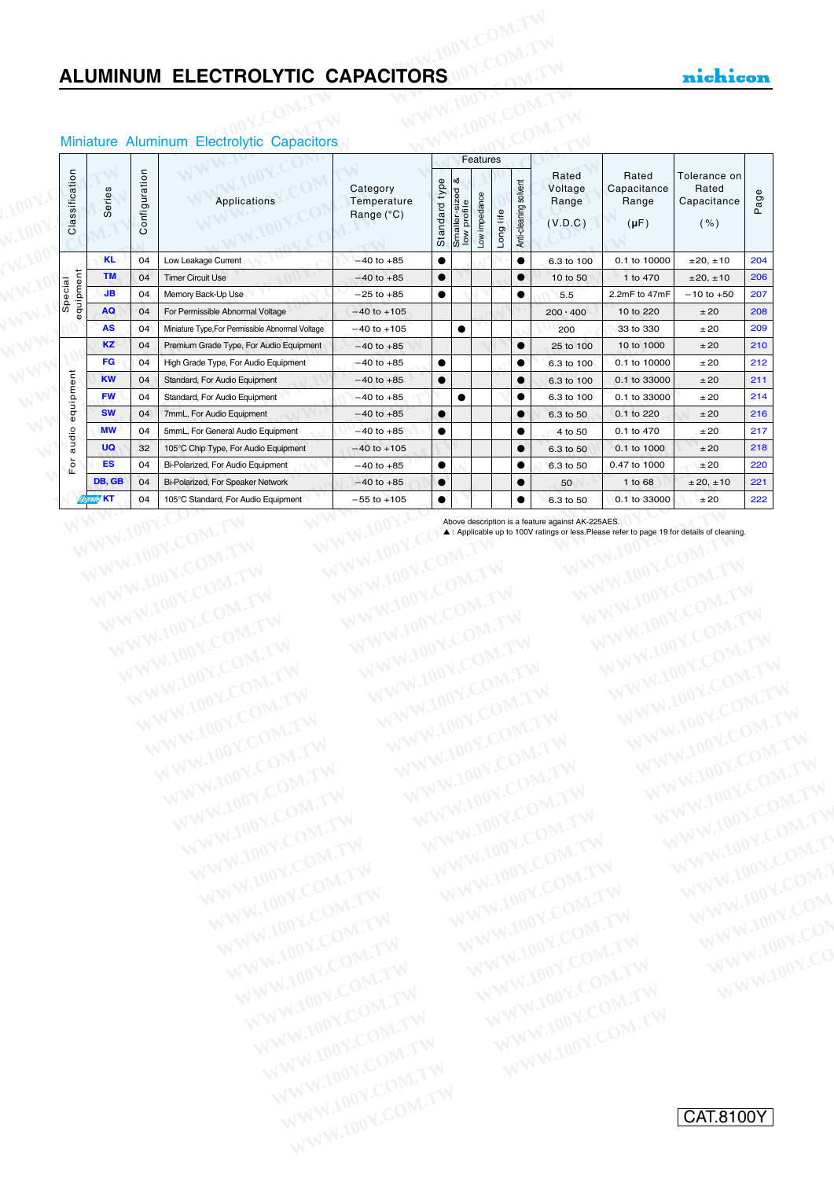# ALUMINUM ELECTROLYTIC CAPACITORS

## Miniature Aluminum Electrolytic Capacitors

| Classification | Series | Configuration | Applications | Category Temperature Range (°C) | Features | | | | | Rated Voltage Range (V.D.C) | Rated Capacitance Range (µF) | Tolerance on Rated Capacitance (%) | Page |
|---|---|---|---|---|---|---|---|---|---|---|---|---|---|
| | | | | | Standard type | Smaller-sized & low profile | Low impedance | Long life | Anti-cleaning solvent | | | | |
| Special equipment | KL | 04 | Low Leakage Current | −40 to +85 | ● | | | | ● | 6.3 to 100 | 0.1 to 10000 | ±20, ±10 | 204 |
| | TM | 04 | Timer Circuit Use | −40 to +85 | ● | | | | ● | 10 to 50 | 1 to 470 | ±20, ±10 | 206 |
| | JB | 04 | Memory Back-Up Use | −25 to +85 | ● | | | | ● | 5.5 | 2.2mF to 47mF | −10 to +50 | 207 |
| | AQ | 04 | For Permissible Abnormal Voltage | −40 to +105 | | | | | | 200 · 400 | 10 to 220 | ±20 | 208 |
| | AS | 04 | Miniature Type,For Permissible Abnormal Voltage | −40 to +105 | | ● | | | | 200 | 33 to 330 | ±20 | 209 |
| For audio equipment | KZ | 04 | Premium Grade Type, For Audio Equipment | −40 to +85 | | | | | ● | 25 to 100 | 10 to 1000 | ±20 | 210 |
| | FG | 04 | High Grade Type, For Audio Equipment | −40 to +85 | ● | | | | ● | 6.3 to 100 | 0.1 to 10000 | ±20 | 212 |
| | KW | 04 | Standard, For Audio Equipment | −40 to +85 | ● | | | | ● | 6.3 to 100 | 0.1 to 33000 | ±20 | 211 |
| | FW | 04 | Standard, For Audio Equipment | −40 to +85 | | ● | | | ● | 6.3 to 100 | 0.1 to 33000 | ±20 | 214 |
| | SW | 04 | 7mmL, For Audio Equipment | −40 to +85 | ● | | | | ● | 6.3 to 50 | 0.1 to 220 | ±20 | 216 |
| | MW | 04 | 5mmL, For General Audio Equipment | −40 to +85 | ● | | | | ● | 4 to 50 | 0.1 to 470 | ±20 | 217 |
| | UQ | 32 | 105°C Chip Type, For Audio Equipment | −40 to +105 | | | | | ● | 6.3 to 50 | 0.1 to 1000 | ±20 | 218 |
| | ES | 04 | Bi-Polarized, For Audio Equipment | −40 to +85 | ● | | | | ● | 6.3 to 50 | 0.47 to 1000 | ±20 | 220 |
| | DB, GB | 04 | Bi-Polarized, For Speaker Network | −40 to +85 | ● | | | | ● | 50 | 1 to 68 | ±20, ±10 | 221 |
| | Upgrade KT | 04 | 105°C Standard, For Audio Equipment | −55 to +105 | ● | | | | ● | 6.3 to 50 | 0.1 to 33000 | ±20 | 222 |

Above description is a feature against AK-225AES.
▲ : Applicable up to 100V ratings or less.Please refer to page 19 for details of cleaning.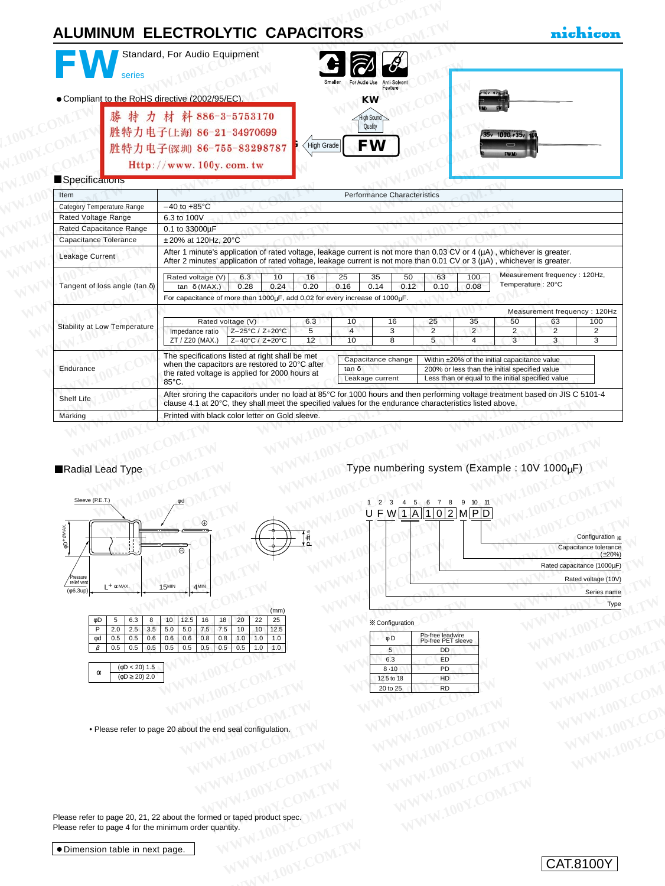# ALUMINUM ELECTROLYTIC CAPACITORS

nichicon

## FW series

Standard, For Audio Equipment

Smaller / For Audio Use / Anti-Solvent Feature

● Compliant to the RoHS directive (2002/95/EC).

勝特力材料 886-3-5753170
胜特力电子(上海) 86-21-34970699
胜特力电子(深圳) 86-755-83298787
Http://www.100y.com.tw

KW — High Sound Quality
High Grade — FW

## ■Specifications

| Item | Performance Characteristics |
|---|---|
| Category Temperature Range | –40 to +85°C |
| Rated Voltage Range | 6.3 to 100V |
| Rated Capacitance Range | 0.1 to 33000µF |
| Capacitance Tolerance | ±20% at 120Hz, 20°C |
| Leakage Current | After 1 minute's application of rated voltage, leakage current is not more than 0.03 CV or 4 (µA), whichever is greater. After 2 minutes' application of rated voltage, leakage current is not more than 0.01 CV or 3 (µA), whichever is greater. |
| Tangent of loss angle (tan δ) | See table below. Measurement frequency : 120Hz, Temperature : 20°C. For capacitance of more than 1000µF, add 0.02 for every increase of 1000µF. |
| Stability at Low Temperature | See table below. Measurement frequency : 120Hz |
| Endurance | The specifications listed at right shall be met when the capacitors are restored to 20°C after the rated voltage is applied for 2000 hours at 85°C. |
| Shelf Life | After sroring the capacitors under no load at 85°C for 1000 hours and then performing voltage treatment based on JIS C 5101-4 clause 4.1 at 20°C, they shall meet the specified values for the endurance characteristics listed above. |
| Marking | Printed with black color letter on Gold sleeve. |

Tangent of loss angle:

| Rated voltage (V) | 6.3 | 10 | 16 | 25 | 35 | 50 | 63 | 100 |
|---|---|---|---|---|---|---|---|---|
| tan δ (MAX.) | 0.28 | 0.24 | 0.20 | 0.16 | 0.14 | 0.12 | 0.10 | 0.08 |

Stability at Low Temperature:

| Rated voltage (V) | | 6.3 | 10 | 16 | 25 | 35 | 50 | 63 | 100 |
|---|---|---|---|---|---|---|---|---|---|
| Impedance ratio ZT / Z20 (MAX.) | Z–25°C / Z+20°C | 5 | 4 | 3 | 2 | 2 | 2 | 2 | 2 |
| | Z–40°C / Z+20°C | 12 | 10 | 8 | 5 | 4 | 3 | 3 | 3 |

Endurance:

| Capacitance change | Within ±20% of the initial capacitance value |
|---|---|
| tan δ | 200% or less than the initial specified value |
| Leakage current | Less than or equal to the initial specified value |

## ■Radial Lead Type

Sleeve (P.E.T.), φd, φD+βMAX., Pressure relief vent (φ6.3up), L+αMAX., 15MIN, 4MIN, P±0.5

(mm)

| φD | 5 | 6.3 | 8 | 10 | 12.5 | 16 | 18 | 20 | 22 | 25 |
|---|---|---|---|---|---|---|---|---|---|---|
| P | 2.0 | 2.5 | 3.5 | 5.0 | 5.0 | 7.5 | 7.5 | 10 | 10 | 12.5 |
| φd | 0.5 | 0.5 | 0.6 | 0.6 | 0.6 | 0.8 | 0.8 | 1.0 | 1.0 | 1.0 |
| β | 0.5 | 0.5 | 0.5 | 0.5 | 0.5 | 0.5 | 0.5 | 0.5 | 1.0 | 1.0 |

| α | (φD < 20) 1.5 |
|---|---|
| | (φD ≧ 20) 2.0 |

• Please refer to page 20 about the end seal configuration.

## Type numbering system (Example : 10V 1000µF)

U F W 1 A 1 0 2 M P D (positions 1–11)

- Configuration ※ (10–11)
- Capacitance tolerance (±20%) (9)
- Rated capacitance (1000µF) (6–8)
- Rated voltage (10V) (4–5)
- Series name (2–3)
- Type (1)

※Configuration

| φD | Pb-free leadwire Pb-free PET sleeve |
|---|---|
| 5 | DD |
| 6.3 | ED |
| 8 ·10 | PD |
| 12.5 to 18 | HD |
| 20 to 25 | RD |

Please refer to page 20, 21, 22 about the formed or taped product spec.
Please refer to page 4 for the minimum order quantity.

● Dimension table in next page.

CAT.8100Y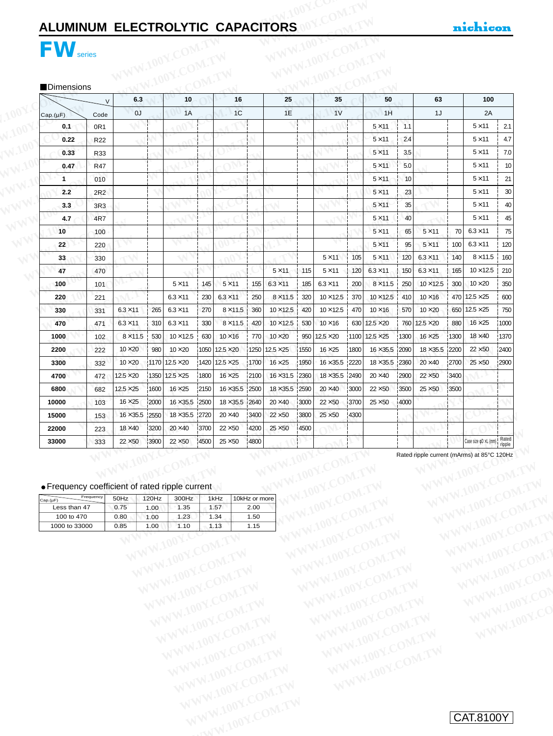# ALUMINUM ELECTROLYTIC CAPACITORS

nichicon

## FW series

### ■Dimensions

| Cap.(µF) | V / Code | 6.3 | | 10 | | 16 | | 25 | | 35 | | 50 | | 63 | | 100 | |
|---|---|---|---|---|---|---|---|---|---|---|---|---|---|---|---|---|---|
| | | 0J | | 1A | | 1C | | 1E | | 1V | | 1H | | 1J | | 2A | |
| 0.1 | 0R1 | | | | | | | | | | | 5×11 | 1.1 | | | 5×11 | 2.1 |
| 0.22 | R22 | | | | | | | | | | | 5×11 | 2.4 | | | 5×11 | 4.7 |
| 0.33 | R33 | | | | | | | | | | | 5×11 | 3.5 | | | 5×11 | 7.0 |
| 0.47 | R47 | | | | | | | | | | | 5×11 | 5.0 | | | 5×11 | 10 |
| 1 | 010 | | | | | | | | | | | 5×11 | 10 | | | 5×11 | 21 |
| 2.2 | 2R2 | | | | | | | | | | | 5×11 | 23 | | | 5×11 | 30 |
| 3.3 | 3R3 | | | | | | | | | | | 5×11 | 35 | | | 5×11 | 40 |
| 4.7 | 4R7 | | | | | | | | | | | 5×11 | 40 | | | 5×11 | 45 |
| 10 | 100 | | | | | | | | | | | 5×11 | 65 | 5×11 | 70 | 6.3×11 | 75 |
| 22 | 220 | | | | | | | | | | | 5×11 | 95 | 5×11 | 100 | 6.3×11 | 120 |
| 33 | 330 | | | | | | | | | 5×11 | 105 | 5×11 | 120 | 6.3×11 | 140 | 8×11.5 | 160 |
| 47 | 470 | | | | | | | 5×11 | 115 | 5×11 | 120 | 6.3×11 | 150 | 6.3×11 | 165 | 10×12.5 | 210 |
| 100 | 101 | | | 5×11 | 145 | 5×11 | 155 | 6.3×11 | 185 | 6.3×11 | 200 | 8×11.5 | 250 | 10×12.5 | 300 | 10×20 | 350 |
| 220 | 221 | | | 6.3×11 | 230 | 6.3×11 | 250 | 8×11.5 | 320 | 10×12.5 | 370 | 10×12.5 | 410 | 10×16 | 470 | 12.5×25 | 600 |
| 330 | 331 | 6.3×11 | 265 | 6.3×11 | 270 | 8×11.5 | 360 | 10×12.5 | 420 | 10×12.5 | 470 | 10×16 | 570 | 10×20 | 650 | 12.5×25 | 750 |
| 470 | 471 | 6.3×11 | 310 | 6.3×11 | 330 | 8×11.5 | 420 | 10×12.5 | 530 | 10×16 | 630 | 12.5×20 | 760 | 12.5×20 | 880 | 16×25 | 1000 |
| 1000 | 102 | 8×11.5 | 530 | 10×12.5 | 630 | 10×16 | 770 | 10×20 | 950 | 12.5×20 | 1100 | 12.5×25 | 1300 | 16×25 | 1300 | 18×40 | 1370 |
| 2200 | 222 | 10×20 | 980 | 10×20 | 1050 | 12.5×20 | 1250 | 12.5×25 | 1550 | 16×25 | 1800 | 16×35.5 | 2090 | 18×35.5 | 2200 | 22×50 | 2400 |
| 3300 | 332 | 10×20 | 1170 | 12.5×20 | 1420 | 12.5×25 | 1700 | 16×25 | 1950 | 16×35.5 | 2220 | 18×35.5 | 2360 | 20×40 | 2700 | 25×50 | 2900 |
| 4700 | 472 | 12.5×20 | 1350 | 12.5×25 | 1800 | 16×25 | 2100 | 16×31.5 | 2360 | 18×35.5 | 2490 | 20×40 | 2900 | 22×50 | 3400 | | |
| 6800 | 682 | 12.5×25 | 1600 | 16×25 | 2150 | 16×35.5 | 2500 | 18×35.5 | 2590 | 20×40 | 3000 | 22×50 | 3500 | 25×50 | 3500 | | |
| 10000 | 103 | 16×25 | 2000 | 16×35.5 | 2500 | 18×35.5 | 2640 | 20×40 | 3000 | 22×50 | 3700 | 25×50 | 4000 | | | | |
| 15000 | 153 | 16×35.5 | 2550 | 18×35.5 | 2720 | 20×40 | 3400 | 22×50 | 3800 | 25×50 | 4300 | | | | | | |
| 22000 | 223 | 18×40 | 3200 | 20×40 | 3700 | 22×50 | 4200 | 25×50 | 4500 | | | | | | | | |
| 33000 | 333 | 22×50 | 3900 | 22×50 | 4500 | 25×50 | 4800 | | | | | | | | | Case size φD×L (mm) | Rated ripple |

Rated ripple current (mArms) at 85°C 120Hz

● Frequency coefficient of rated ripple current

| Cap.(µF) / Frequency | 50Hz | 120Hz | 300Hz | 1kHz | 10kHz or more |
|---|---|---|---|---|---|
| Less than 47 | 0.75 | 1.00 | 1.35 | 1.57 | 2.00 |
| 100 to 470 | 0.80 | 1.00 | 1.23 | 1.34 | 1.50 |
| 1000 to 33000 | 0.85 | 1.00 | 1.10 | 1.13 | 1.15 |

CAT.8100Y